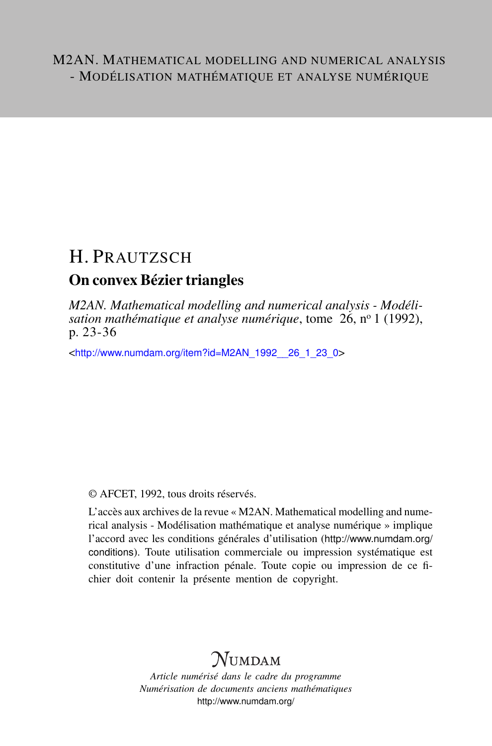M2AN. Mathematical modelling and numerical analysis - Modélisation mathématique et analyse numérique

# H. Prautzsch

## On convex Bézier triangles

*M2AN. Mathematical modelling and numerical analysis - Modélisation mathématique et analyse numérique*, tome 26, n° 1 (1992), p. 23-36

<http://www.numdam.org/item?id=M2AN_1992__26_1_23_0>

© AFCET, 1992, tous droits réservés.

L'accès aux archives de la revue « M2AN. Mathematical modelling and numerical analysis - Modélisation mathématique et analyse numérique » implique l'accord avec les conditions générales d'utilisation (http://www.numdam.org/conditions). Toute utilisation commerciale ou impression systématique est constitutive d'une infraction pénale. Toute copie ou impression de ce fichier doit contenir la présente mention de copyright.

𝒩umdam

*Article numérisé dans le cadre du programme*
*Numérisation de documents anciens mathématiques*
http://www.numdam.org/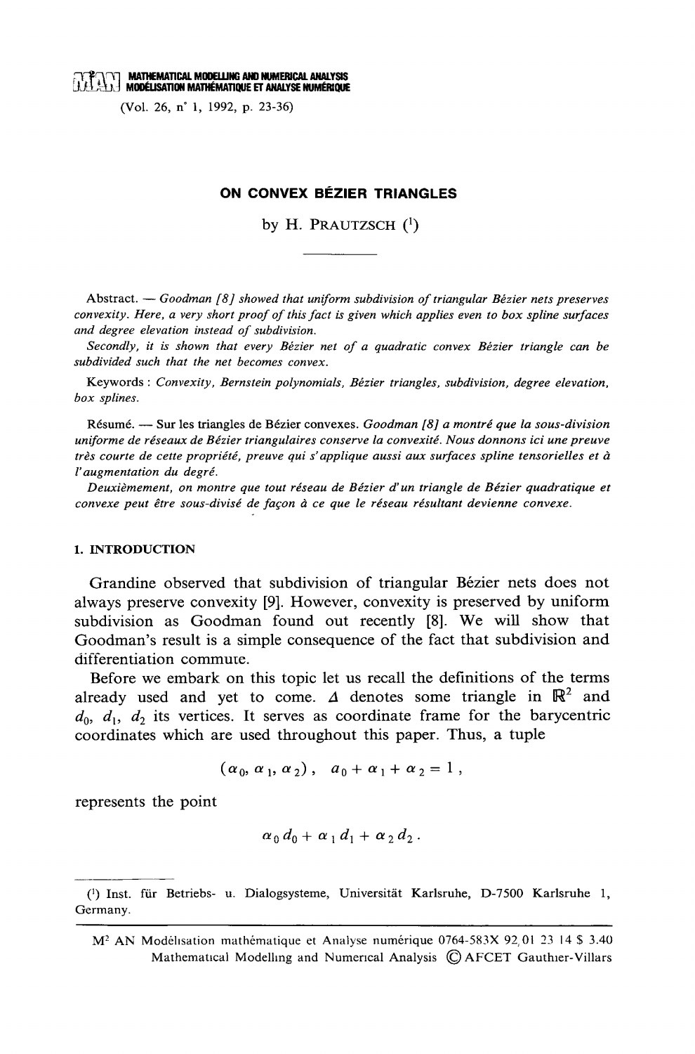# ON CONVEX BÉZIER TRIANGLES

by H. PRAUTZSCH [1]

---

Abstract. — *Goodman [8] showed that uniform subdivision of triangular Bézier nets preserves convexity. Here, a very short proof of this fact is given which applies even to box spline surfaces and degree elevation instead of subdivision.*

*Secondly, it is shown that every Bézier net of a quadratic convex Bézier triangle can be subdivided such that the net becomes convex.*

Keywords : *Convexity, Bernstein polynomials, Bézier triangles, subdivision, degree elevation, box splines.*

Résumé. — Sur les triangles de Bézier convexes. *Goodman [8] a montré que la sous-division uniforme de réseaux de Bézier triangulaires conserve la convexité. Nous donnons ici une preuve très courte de cette propriété, preuve qui s'applique aussi aux surfaces spline tensorielles et à l'augmentation du degré.*

*Deuxièmement, on montre que tout réseau de Bézier d'un triangle de Bézier quadratique et convexe peut être sous-divisé de façon à ce que le réseau résultant devienne convexe.*

## 1. INTRODUCTION

Grandine observed that subdivision of triangular Bézier nets does not always preserve convexity [9]. However, convexity is preserved by uniform subdivision as Goodman found out recently [8]. We will show that Goodman's result is a simple consequence of the fact that subdivision and differentiation commute.

Before we embark on this topic let us recall the definitions of the terms already used and yet to come. $\Delta$ denotes some triangle in $\mathbb{R}^2$ and $d_0$, $d_1$, $d_2$ its vertices. It serves as coordinate frame for the barycentric coordinates which are used throughout this paper. Thus, a tuple

$$(\alpha_0, \alpha_1, \alpha_2), \quad \alpha_0 + \alpha_1 + \alpha_2 = 1,$$

represents the point

$$\alpha_0 d_0 + \alpha_1 d_1 + \alpha_2 d_2 .$$

---

[1] Inst. für Betriebs- u. Dialogsysteme, Universität Karlsruhe, D-7500 Karlsruhe 1, Germany.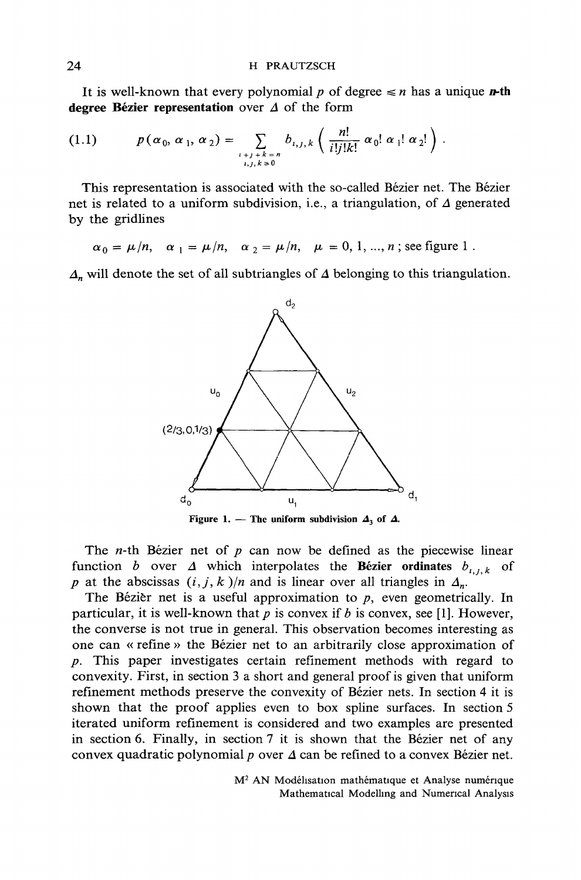It is well-known that every polynomial $p$ of degree $\leqslant n$ has a unique **$n$-th degree Bézier representation** over $\Delta$ of the form

$$(1.1) \qquad p(\alpha_0, \alpha_1, \alpha_2) = \sum_{\substack{i+j+k=n \\ i,j,k \geqslant 0}} b_{i,j,k} \left( \frac{n!}{i!j!k!} \alpha_0! \, \alpha_1! \, \alpha_2! \right).$$

This representation is associated with the so-called Bézier net. The Bézier net is related to a uniform subdivision, i.e., a triangulation, of $\Delta$ generated by the gridlines

$$\alpha_0 = \mu/n, \quad \alpha_1 = \mu/n, \quad \alpha_2 = \mu/n, \quad \mu = 0, 1, \ldots, n \text{; see figure 1}.$$

$\Delta_n$ will denote the set of all subtriangles of $\Delta$ belonging to this triangulation.

Figure 1. — The uniform subdivision $\Delta_3$ of $\Delta$.

The $n$-th Bézier net of $p$ can now be defined as the piecewise linear function $b$ over $\Delta$ which interpolates the **Bézier ordinates** $b_{i,j,k}$ of $p$ at the abscissas $(i, j, k)/n$ and is linear over all triangles in $\Delta_n$.

The Bézièr net is a useful approximation to $p$, even geometrically. In particular, it is well-known that $p$ is convex if $b$ is convex, see [1]. However, the converse is not true in general. This observation becomes interesting as one can « refine » the Bézier net to an arbitrarily close approximation of $p$. This paper investigates certain refinement methods with regard to convexity. First, in section 3 a short and general proof is given that uniform refinement methods preserve the convexity of Bézier nets. In section 4 it is shown that the proof applies even to box spline surfaces. In section 5 iterated uniform refinement is considered and two examples are presented in section 6. Finally, in section 7 it is shown that the Bézier net of any convex quadratic polynomial $p$ over $\Delta$ can be refined to a convex Bézier net.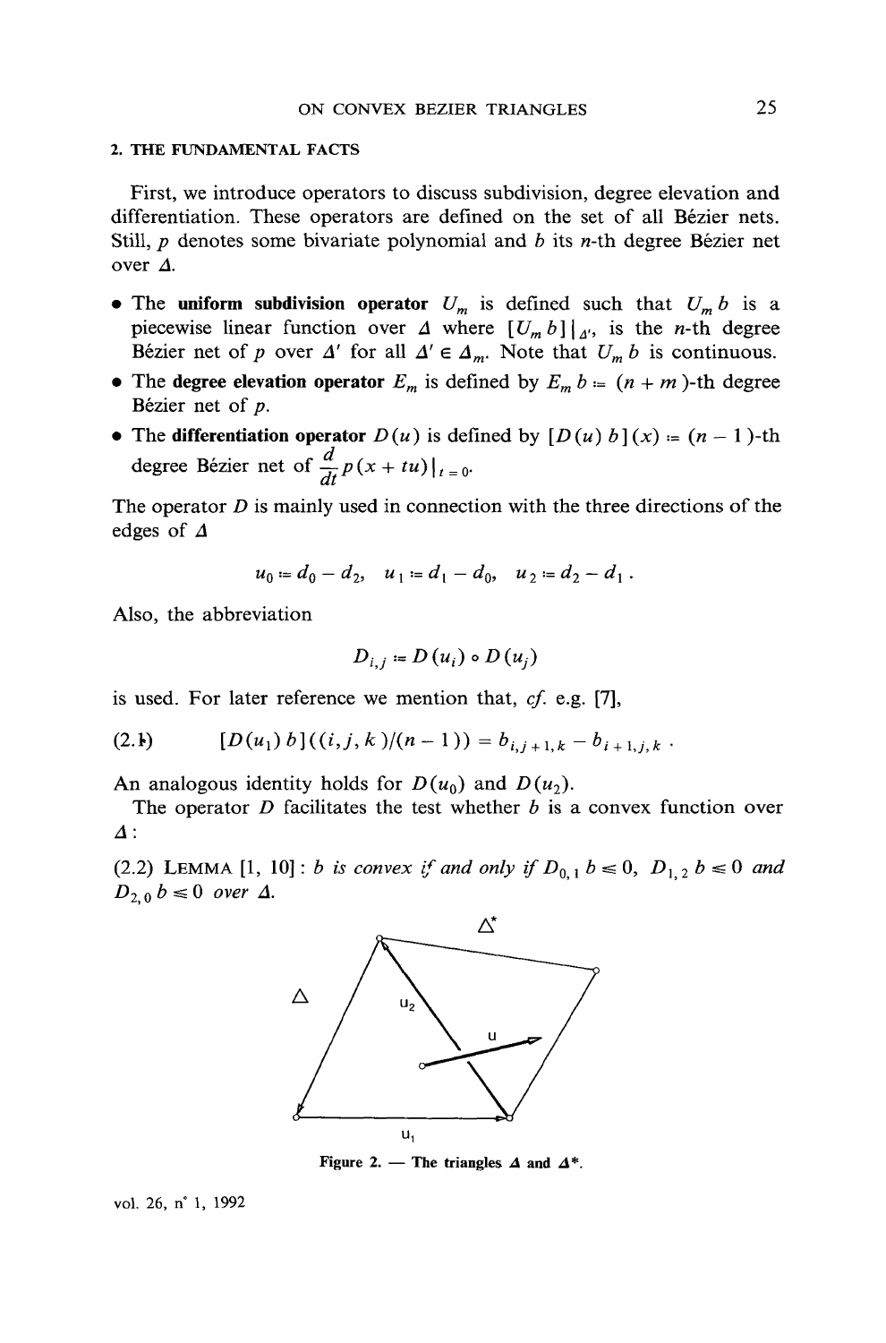## 2. THE FUNDAMENTAL FACTS

First, we introduce operators to discuss subdivision, degree elevation and differentiation. These operators are defined on the set of all Bézier nets. Still, $p$ denotes some bivariate polynomial and $b$ its $n$-th degree Bézier net over $\Delta$.

- The **uniform subdivision operator** $U_m$ is defined such that $U_m b$ is a piecewise linear function over $\Delta$ where $[U_m b]|_{\Delta'}$, is the $n$-th degree Bézier net of $p$ over $\Delta'$ for all $\Delta' \in \Delta_m$. Note that $U_m b$ is continuous.
- The **degree elevation operator** $E_m$ is defined by $E_m b := (n+m)$-th degree Bézier net of $p$.
- The **differentiation operator** $D(u)$ is defined by $[D(u)\, b](x) := (n-1)$-th degree Bézier net of $\frac{d}{dt} p(x+tu)|_{t=0}$.

The operator $D$ is mainly used in connection with the three directions of the edges of $\Delta$

$$u_0 := d_0 - d_2, \quad u_1 := d_1 - d_0, \quad u_2 := d_2 - d_1 .$$

Also, the abbreviation

$$D_{i,j} := D(u_i) \circ D(u_j)$$

is used. For later reference we mention that, *cf.* e.g. [7],

$$(2.1) \qquad [D(u_1)\, b]((i,j,k)/(n-1)) = b_{i,j+1,k} - b_{i+1,j,k} \, .$$

An analogous identity holds for $D(u_0)$ and $D(u_2)$.

The operator $D$ facilitates the test whether $b$ is a convex function over $\Delta$:

(2.2) LEMMA [1, 10] : *$b$ is convex if and only if $D_{0,1}\, b \leq 0$, $D_{1,2}\, b \leq 0$ and $D_{2,0}\, b \leq 0$ over $\Delta$.*

Figure 2. — The triangles $\Delta$ and $\Delta^*$.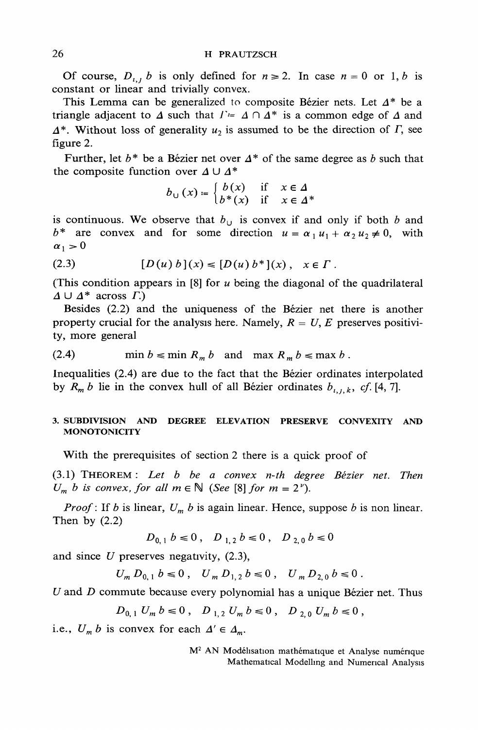Of course, $D_{i,j}\, b$ is only defined for $n \geq 2$. In case $n = 0$ or $1, b$ is constant or linear and trivially convex.

This Lemma can be generalized to composite Bézier nets. Let $\Delta^*$ be a triangle adjacent to $\Delta$ such that $\Gamma := \Delta \cap \Delta^*$ is a common edge of $\Delta$ and $\Delta^*$. Without loss of generality $u_2$ is assumed to be the direction of $\Gamma$, see figure 2.

Further, let $b^*$ be a Bézier net over $\Delta^*$ of the same degree as $b$ such that the composite function over $\Delta \cup \Delta^*$

$$b_{\cup}(x) := \begin{cases} b(x) & \text{if} \quad x \in \Delta \\ b^*(x) & \text{if} \quad x \in \Delta^* \end{cases}$$

is continuous. We observe that $b_{\cup}$ is convex if and only if both $b$ and $b^*$ are convex and for some direction $u = \alpha_1 u_1 + \alpha_2 u_2 \neq 0$, with $\alpha_1 > 0$

$$[D(u)\, b](x) \leq [D(u)\, b^*](x)\,, \quad x \in \Gamma\,. \tag{2.3}$$

(This condition appears in [8] for $u$ being the diagonal of the quadrilateral $\Delta \cup \Delta^*$ across $\Gamma$.)

Besides (2.2) and the uniqueness of the Bézier net there is another property crucial for the analysis here. Namely, $R = U, E$ preserves positivity, more general

$$\min b \leq \min R_m\, b \quad \text{and} \quad \max R_m\, b \leq \max b\,. \tag{2.4}$$

Inequalities (2.4) are due to the fact that the Bézier ordinates interpolated by $R_m\, b$ lie in the convex hull of all Bézier ordinates $b_{i,j,k}$, *cf.* [4, 7].

## 3. SUBDIVISION AND DEGREE ELEVATION PRESERVE CONVEXITY AND MONOTONICITY

With the prerequisites of section 2 there is a quick proof of

(3.1) THEOREM : *Let $b$ be a convex $n$-th degree Bézier net. Then $U_m\, b$ is convex, for all $m \in \mathbb{N}$ (See [8] for $m = 2^\nu$).*

*Proof* : If $b$ is linear, $U_m\, b$ is again linear. Hence, suppose $b$ is non linear. Then by (2.2)

$$D_{0,1}\, b \leq 0\,, \quad D_{1,2}\, b \leq 0\,, \quad D_{2,0}\, b \leq 0$$

and since $U$ preserves negativity, (2.3),

$$U_m\, D_{0,1}\, b \leq 0\,, \quad U_m\, D_{1,2}\, b \leq 0\,, \quad U_m\, D_{2,0}\, b \leq 0\,.$$

$U$ and $D$ commute because every polynomial has a unique Bézier net. Thus

$$D_{0,1}\, U_m\, b \leq 0\,, \quad D_{1,2}\, U_m\, b \leq 0\,, \quad D_{2,0}\, U_m\, b \leq 0\,,$$

i.e., $U_m\, b$ is convex for each $\Delta' \in \Delta_m$.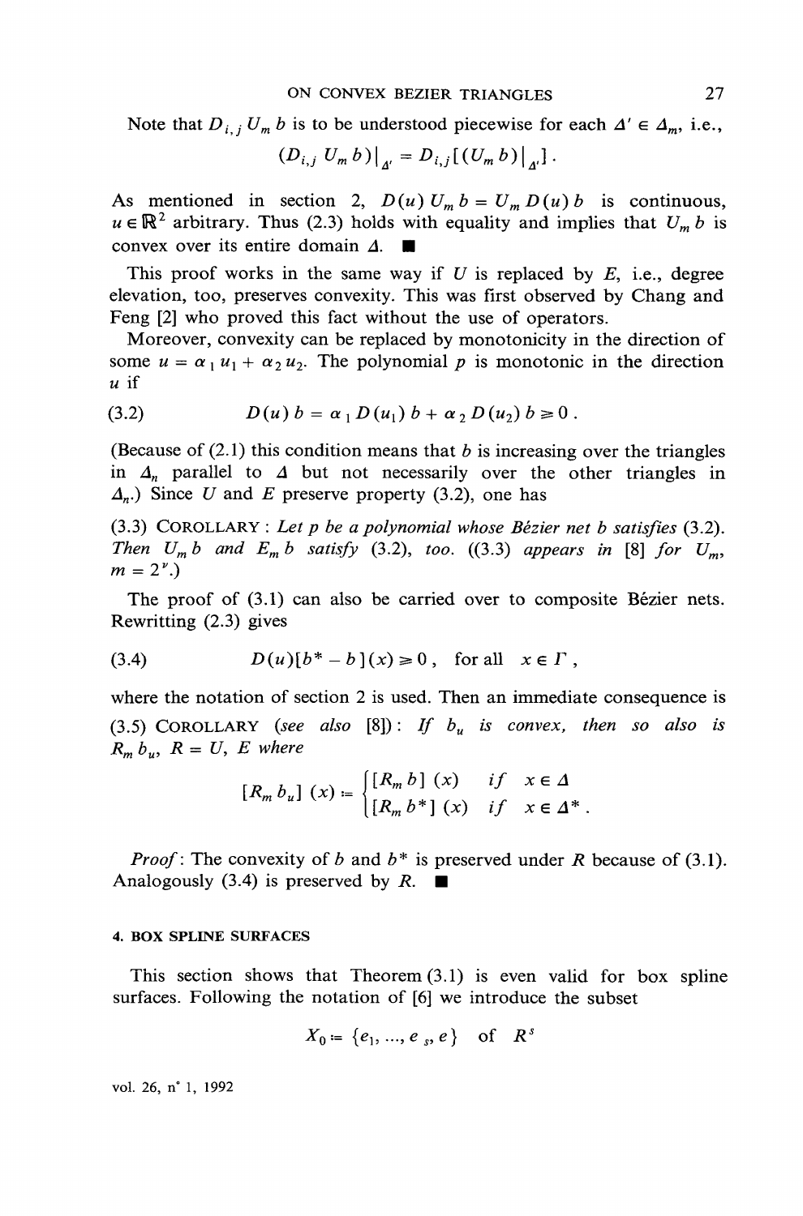Note that $D_{i,j} U_m b$ is to be understood piecewise for each $\Delta' \in \Delta_m$, i.e.,

$$(D_{i,j} U_m b)|_{\Delta'} = D_{i,j}[(U_m b)|_{\Delta'}] .$$

As mentioned in section 2, $D(u) U_m b = U_m D(u) b$ is continuous, $u \in \mathbb{R}^2$ arbitrary. Thus (2.3) holds with equality and implies that $U_m b$ is convex over its entire domain $\Delta$. ■

This proof works in the same way if $U$ is replaced by $E$, i.e., degree elevation, too, preserves convexity. This was first observed by Chang and Feng [2] who proved this fact without the use of operators.

Moreover, convexity can be replaced by monotonicity in the direction of some $u = \alpha_1 u_1 + \alpha_2 u_2$. The polynomial $p$ is monotonic in the direction $u$ if

$$(3.2) \qquad D(u) b = \alpha_1 D(u_1) b + \alpha_2 D(u_2) b \geqslant 0 .$$

(Because of (2.1) this condition means that $b$ is increasing over the triangles in $\Delta_n$ parallel to $\Delta$ but not necessarily over the other triangles in $\Delta_n$.) Since $U$ and $E$ preserve property (3.2), one has

(3.3) COROLLARY : *Let $p$ be a polynomial whose Bézier net $b$ satisfies* (3.2). *Then $U_m b$ and $E_m b$ satisfy* (3.2), *too.* ((3.3) *appears in* [8] *for $U_m$, $m = 2^\nu$.*)

The proof of (3.1) can also be carried over to composite Bézier nets. Rewritting (2.3) gives

$$(3.4) \qquad D(u)[b^* - b](x) \geqslant 0 , \quad \text{for all} \quad x \in \Gamma ,$$

where the notation of section 2 is used. Then an immediate consequence is

(3.5) COROLLARY (*see also* [8]) : *If $b_u$ is convex, then so also is $R_m b_u$, $R = U$, $E$ where*

$$[R_m b_u](x) := \begin{cases} [R_m b](x) & \text{if} \quad x \in \Delta \\ [R_m b^*](x) & \text{if} \quad x \in \Delta^* . \end{cases}$$

*Proof*: The convexity of $b$ and $b^*$ is preserved under $R$ because of (3.1). Analogously (3.4) is preserved by $R$. ■

## 4. BOX SPLINE SURFACES

This section shows that Theorem (3.1) is even valid for box spline surfaces. Following the notation of [6] we introduce the subset

$$X_0 := \{e_1, ..., e_s, e\} \quad \text{of} \quad R^s$$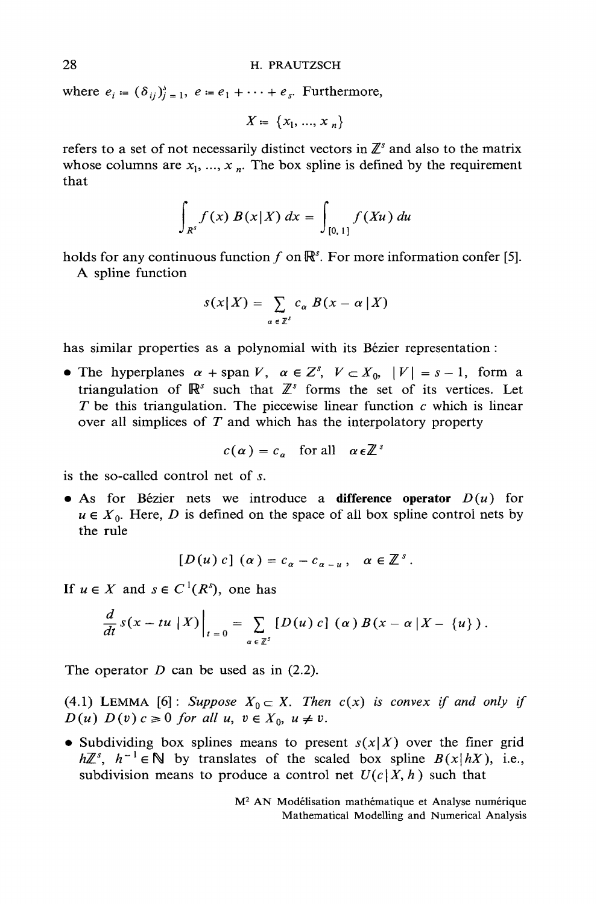where $e_i := (\delta_{ij})_{j=1}^s$, $e := e_1 + \cdots + e_s$. Furthermore,

$$X := \{x_1, \ldots, x_n\}$$

refers to a set of not necessarily distinct vectors in $\mathbb{Z}^s$ and also to the matrix whose columns are $x_1, \ldots, x_n$. The box spline is defined by the requirement that

$$\int_{R^s} f(x)\, B(x \mid X)\, dx = \int_{[0,1]} f(Xu)\, du$$

holds for any continuous function $f$ on $\mathbb{R}^s$. For more information confer [5].

A spline function

$$s(x \mid X) = \sum_{\alpha \in \mathbb{Z}^s} c_\alpha\, B(x - \alpha \mid X)$$

has similar properties as a polynomial with its Bézier representation :

- The hyperplanes $\alpha + \operatorname{span} V$, $\alpha \in Z^s$, $V \subset X_0$, $|V| = s - 1$, form a triangulation of $\mathbb{R}^s$ such that $\mathbb{Z}^s$ forms the set of its vertices. Let $T$ be this triangulation. The piecewise linear function $c$ which is linear over all simplices of $T$ and which has the interpolatory property

$$c(\alpha) = c_\alpha \quad \text{for all} \quad \alpha \in \mathbb{Z}^s$$

is the so-called control net of $s$.

- As for Bézier nets we introduce a **difference operator** $D(u)$ for $u \in X_0$. Here, $D$ is defined on the space of all box spline control nets by the rule

$$[D(u)\, c]\,(\alpha) = c_\alpha - c_{\alpha - u}\,, \quad \alpha \in \mathbb{Z}^s\,.$$

If $u \in X$ and $s \in C^1(R^s)$, one has

$$\frac{d}{dt} s(x - tu \mid X)\Big|_{t=0} = \sum_{\alpha \in \mathbb{Z}^s} [D(u)\, c]\,(\alpha)\, B(x - \alpha \mid X - \{u\})\,.$$

The operator $D$ can be used as in (2.2).

(4.1) LEMMA [6] : *Suppose $X_0 \subset X$. Then $c(x)$ is convex if and only if $D(u)\, D(v)\, c \geqslant 0$ for all $u$, $v \in X_0$, $u \neq v$.*

- Subdividing box splines means to present $s(x \mid X)$ over the finer grid $h\mathbb{Z}^s$, $h^{-1} \in \mathbb{N}$ by translates of the scaled box spline $B(x \mid hX)$, i.e., subdivision means to produce a control net $U(c \mid X, h)$ such that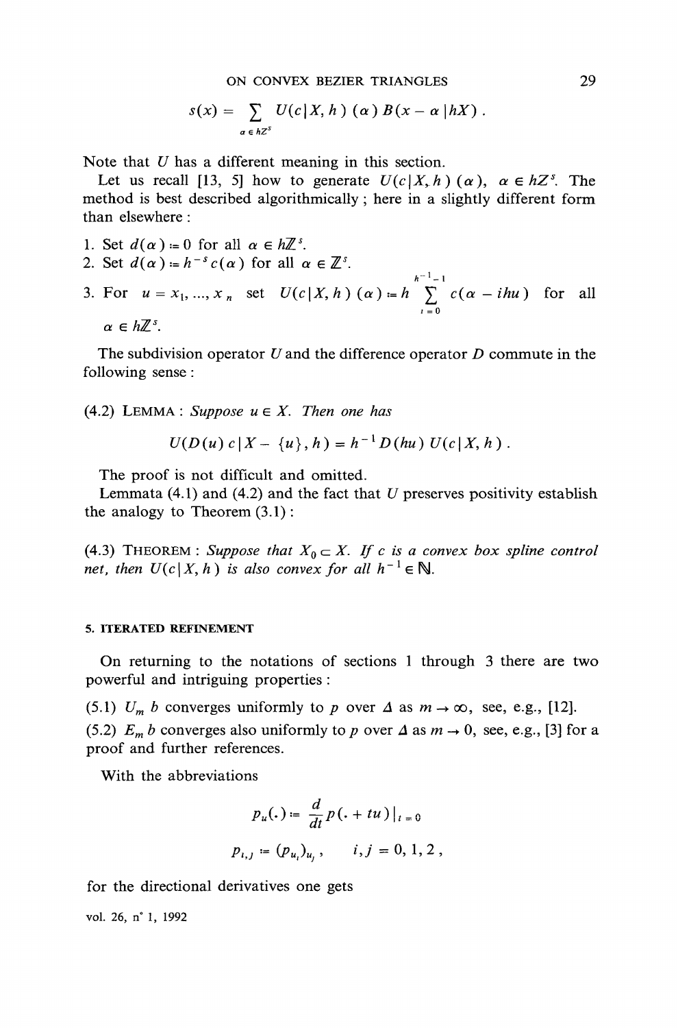$$s(x) = \sum_{\alpha \in hZ^s} U(c|X, h)(\alpha) B(x - \alpha | hX).$$

Note that $U$ has a different meaning in this section.

Let us recall [13, 5] how to generate $U(c|X, h)(\alpha)$, $\alpha \in hZ^s$. The method is best described algorithmically; here in a slightly different form than elsewhere:

1. Set $d(\alpha) := 0$ for all $\alpha \in h\mathbb{Z}^s$.
2. Set $d(\alpha) := h^{-s} c(\alpha)$ for all $\alpha \in \mathbb{Z}^s$.
3. For $u = x_1, \ldots, x_n$ set $U(c|X, h)(\alpha) := h \sum_{i=0}^{h^{-1}-1} c(\alpha - ihu)$ for all $\alpha \in h\mathbb{Z}^s$.

The subdivision operator $U$ and the difference operator $D$ commute in the following sense:

(4.2) LEMMA: *Suppose $u \in X$. Then one has*

$$U(D(u) c | X - \{u\}, h) = h^{-1} D(hu) U(c|X, h).$$

The proof is not difficult and omitted.

Lemmata (4.1) and (4.2) and the fact that $U$ preserves positivity establish the analogy to Theorem (3.1):

(4.3) THEOREM: *Suppose that $X_0 \subset X$. If $c$ is a convex box spline control net, then $U(c|X, h)$ is also convex for all $h^{-1} \in \mathbb{N}$.*

## 5. ITERATED REFINEMENT

On returning to the notations of sections 1 through 3 there are two powerful and intriguing properties:

(5.1) $U_m b$ converges uniformly to $p$ over $\Delta$ as $m \to \infty$, see, e.g., [12].

(5.2) $E_m b$ converges also uniformly to $p$ over $\Delta$ as $m \to 0$, see, e.g., [3] for a proof and further references.

With the abbreviations

$$p_u(.) := \frac{d}{dt} p(. + tu)|_{t=0}$$

$$p_{i,j} := (p_{u_i})_{u_j}, \quad i, j = 0, 1, 2,$$

for the directional derivatives one gets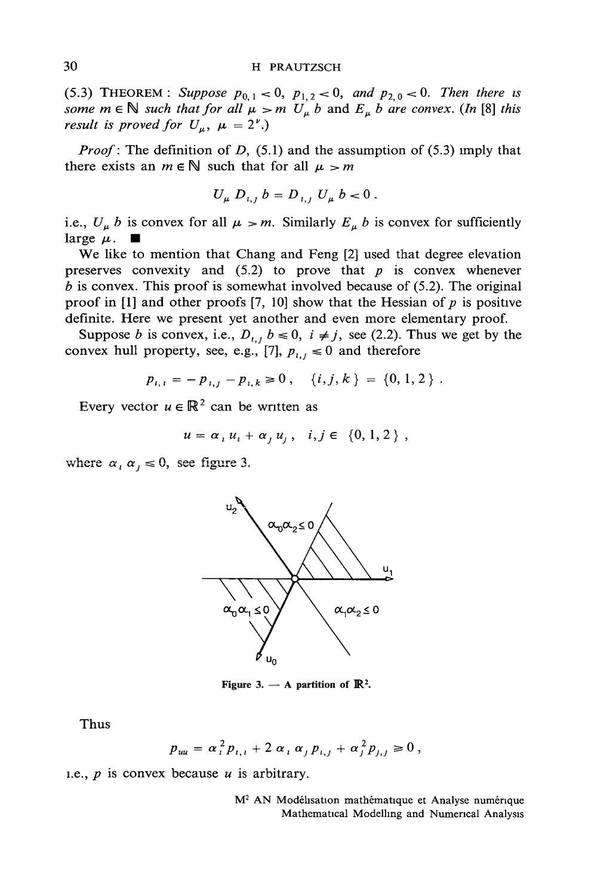(5.3) THEOREM : *Suppose $p_{0,1} < 0$, $p_{1,2} < 0$, and $p_{2,0} < 0$. Then there is some $m \in \mathbb{N}$ such that for all $\mu > m$ $U_\mu b$ and $E_\mu b$ are convex. (In [8] this result is proved for $U_\mu$, $\mu = 2^\nu$.)*

*Proof* : The definition of $D$, (5.1) and the assumption of (5.3) imply that there exists an $m \in \mathbb{N}$ such that for all $\mu > m$

$$U_\mu D_{i,j} b = D_{i,j} U_\mu b < 0 .$$

i.e., $U_\mu b$ is convex for all $\mu > m$. Similarly $E_\mu b$ is convex for sufficiently large $\mu$. ■

We like to mention that Chang and Feng [2] used that degree elevation preserves convexity and (5.2) to prove that $p$ is convex whenever $b$ is convex. This proof is somewhat involved because of (5.2). The original proof in [1] and other proofs [7, 10] show that the Hessian of $p$ is positive definite. Here we present yet another and even more elementary proof.

Suppose $b$ is convex, i.e., $D_{i,j} b \leq 0$, $i \neq j$, see (2.2). Thus we get by the convex hull property, see, e.g., [7], $p_{i,j} \leq 0$ and therefore

$$p_{i,i} = - p_{i,j} - p_{i,k} \geq 0 , \quad \{i, j, k\} = \{0, 1, 2\} .$$

Every vector $u \in \mathbb{R}^2$ can be written as

$$u = \alpha_i u_i + \alpha_j u_j , \quad i, j \in \{0, 1, 2\} ,$$

where $\alpha_i \alpha_j \leq 0$, see figure 3.

Figure 3. — A partition of $\mathbb{R}^2$.

Thus

$$p_{uu} = \alpha_i^2 p_{i,i} + 2 \alpha_i \alpha_j p_{i,j} + \alpha_j^2 p_{j,j} \geq 0 ,$$

i.e., $p$ is convex because $u$ is arbitrary.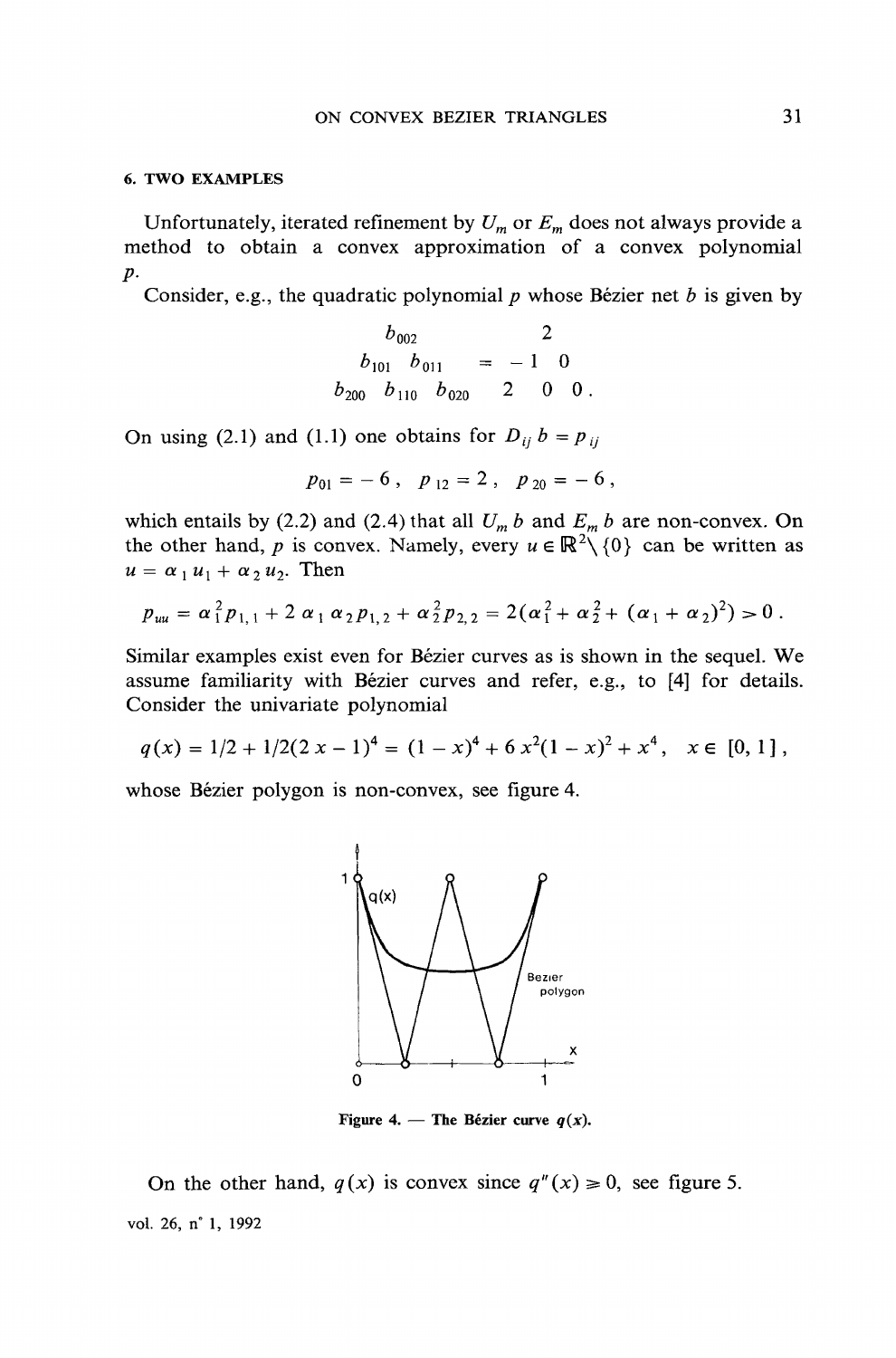## 6. TWO EXAMPLES

Unfortunately, iterated refinement by $U_m$ or $E_m$ does not always provide a method to obtain a convex approximation of a convex polynomial $p$.

Consider, e.g., the quadratic polynomial $p$ whose Bézier net $b$ is given by

$$\begin{array}{ccc} & b_{002} & \\ b_{101} & & b_{011} \\ b_{200} & b_{110} & b_{020} \end{array} = \begin{array}{ccc} & 2 & \\ -1 & & 0 \\ 2 & 0 & 0 \end{array}.$$

On using (2.1) and (1.1) one obtains for $D_{ij}\, b = p_{ij}$

$$p_{01} = -6\,, \quad p_{12} = 2\,, \quad p_{20} = -6\,,$$

which entails by (2.2) and (2.4) that all $U_m\, b$ and $E_m\, b$ are non-convex. On the other hand, $p$ is convex. Namely, every $u \in \mathbb{R}^2 \setminus \{0\}$ can be written as $u = \alpha_1 u_1 + \alpha_2 u_2$. Then

$$p_{uu} = \alpha_1^2 p_{1,1} + 2\,\alpha_1 \alpha_2 p_{1,2} + \alpha_2^2 p_{2,2} = 2(\alpha_1^2 + \alpha_2^2 + (\alpha_1 + \alpha_2)^2) > 0\,.$$

Similar examples exist even for Bézier curves as is shown in the sequel. We assume familiarity with Bézier curves and refer, e.g., to [4] for details. Consider the univariate polynomial

$$q(x) = 1/2 + 1/2(2\,x - 1)^4 = (1 - x)^4 + 6\,x^2(1 - x)^2 + x^4\,, \quad x \in [0, 1]\,,$$

whose Bézier polygon is non-convex, see figure 4.

Figure 4. — The Bézier curve $q(x)$.

On the other hand, $q(x)$ is convex since $q''(x) \geq 0$, see figure 5.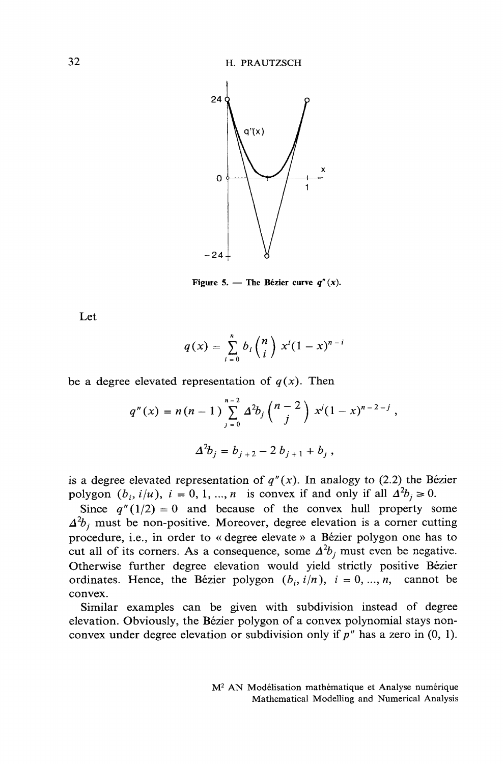Figure 5. — The Bézier curve $q''(x)$.

Let

$$q(x) = \sum_{i=0}^{n} b_i \binom{n}{i} x^i (1-x)^{n-i}$$

be a degree elevated representation of $q(x)$. Then

$$q''(x) = n(n-1) \sum_{j=0}^{n-2} \Delta^2 b_j \binom{n-2}{j} x^j (1-x)^{n-2-j},$$

$$\Delta^2 b_j = b_{j+2} - 2\, b_{j+1} + b_j,$$

is a degree elevated representation of $q''(x)$. In analogy to (2.2) the Bézier polygon $(b_i, i/u)$, $i = 0, 1, \ldots, n$ is convex if and only if all $\Delta^2 b_j \geq 0$.

Since $q''(1/2) = 0$ and because of the convex hull property some $\Delta^2 b_j$ must be non-positive. Moreover, degree elevation is a corner cutting procedure, i.e., in order to « degree elevate » a Bézier polygon one has to cut all of its corners. As a consequence, some $\Delta^2 b_j$ must even be negative. Otherwise further degree elevation would yield strictly positive Bézier ordinates. Hence, the Bézier polygon $(b_i, i/n)$, $i = 0, \ldots, n$, cannot be convex.

Similar examples can be given with subdivision instead of degree elevation. Obviously, the Bézier polygon of a convex polynomial stays non-convex under degree elevation or subdivision only if $p''$ has a zero in $(0, 1)$.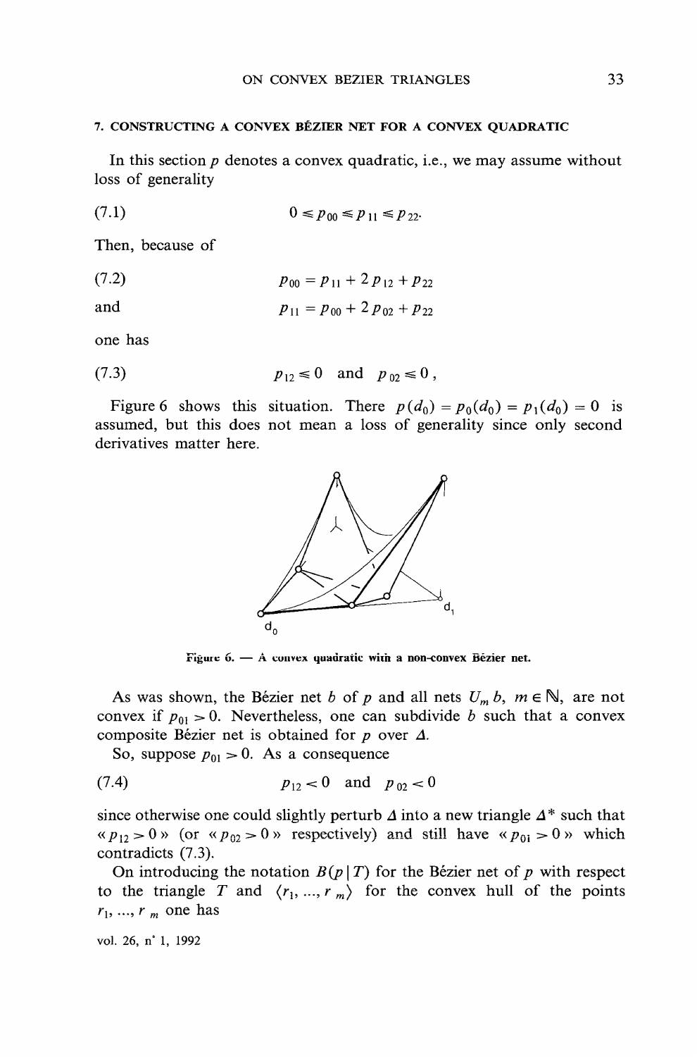## 7. CONSTRUCTING A CONVEX BÉZIER NET FOR A CONVEX QUADRATIC

In this section $p$ denotes a convex quadratic, i.e., we may assume without loss of generality

$$(7.1) \qquad 0 \leqslant p_{00} \leqslant p_{11} \leqslant p_{22}.$$

Then, because of

$$(7.2) \qquad p_{00} = p_{11} + 2\,p_{12} + p_{22}$$

and

$$p_{11} = p_{00} + 2\,p_{02} + p_{22}$$

one has

$$(7.3) \qquad p_{12} \leqslant 0 \quad \text{and} \quad p_{02} \leqslant 0\,,$$

Figure 6 shows this situation. There $p(d_0) = p_0(d_0) = p_1(d_0) = 0$ is assumed, but this does not mean a loss of generality since only second derivatives matter here.

Figure 6. — A convex quadratic with a non-convex Bézier net.

As was shown, the Bézier net $b$ of $p$ and all nets $U_m b$, $m \in \mathbb{N}$, are not convex if $p_{01} > 0$. Nevertheless, one can subdivide $b$ such that a convex composite Bézier net is obtained for $p$ over $\Delta$.

So, suppose $p_{01} > 0$. As a consequence

$$(7.4) \qquad p_{12} < 0 \quad \text{and} \quad p_{02} < 0$$

since otherwise one could slightly perturb $\Delta$ into a new triangle $\Delta^*$ such that « $p_{12} > 0$ » (or « $p_{02} > 0$ » respectively) and still have « $p_{0i} > 0$ » which contradicts (7.3).

On introducing the notation $B(p \mid T)$ for the Bézier net of $p$ with respect to the triangle $T$ and $\langle r_1, \ldots, r_m \rangle$ for the convex hull of the points $r_1, \ldots, r_m$ one has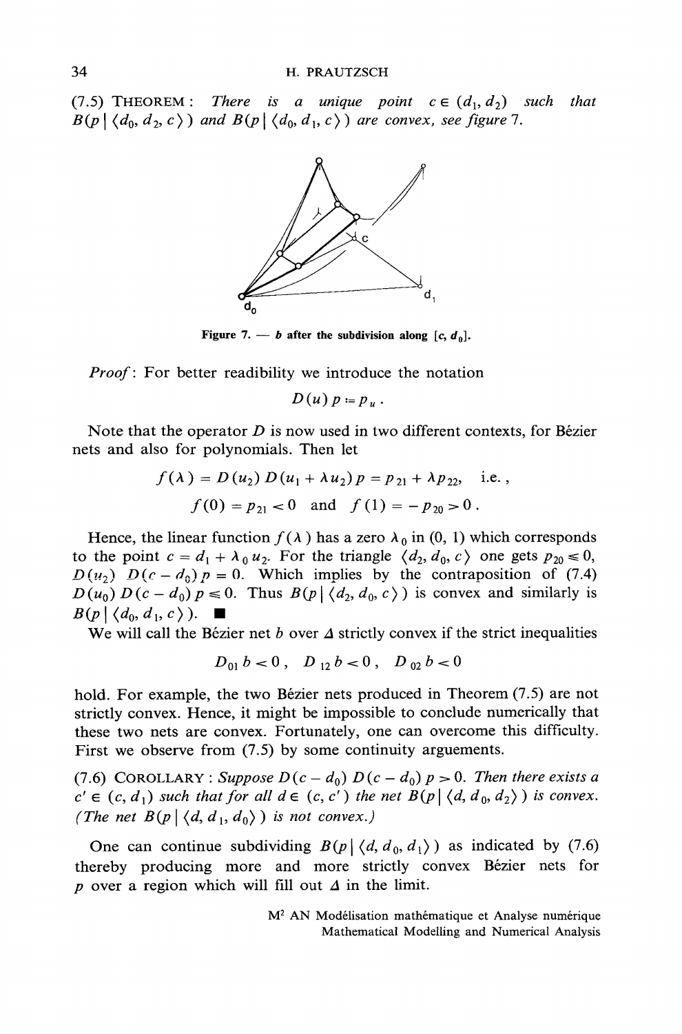(7.5) THEOREM: *There is a unique point $c \in (d_1, d_2)$ such that $B(p \mid \langle d_0, d_2, c \rangle)$ and $B(p \mid \langle d_0, d_1, c \rangle)$ are convex, see figure 7.*

**Figure 7.** — *b* after the subdivision along $[c, d_0]$.

*Proof*: For better readibility we introduce the notation

$$D(u)\, p := p_u .$$

Note that the operator $D$ is now used in two different contexts, for Bézier nets and also for polynomials. Then let

$$f(\lambda) = D(u_2)\, D(u_1 + \lambda u_2)\, p = p_{21} + \lambda p_{22}, \quad \text{i.e.},$$

$$f(0) = p_{21} < 0 \quad \text{and} \quad f(1) = -p_{20} > 0 .$$

Hence, the linear function $f(\lambda)$ has a zero $\lambda_0$ in $(0, 1)$ which corresponds to the point $c = d_1 + \lambda_0 u_2$. For the triangle $\langle d_2, d_0, c \rangle$ one gets $p_{20} \leq 0$, $D(u_2)\, D(c - d_0)\, p = 0$. Which implies by the contraposition of (7.4) $D(u_0)\, D(c - d_0)\, p \leq 0$. Thus $B(p \mid \langle d_2, d_0, c \rangle)$ is convex and similarly is $B(p \mid \langle d_0, d_1, c \rangle)$. ∎

We will call the Bézier net $b$ over $\Delta$ strictly convex if the strict inequalities

$$D_{01}\, b < 0 , \quad D_{12}\, b < 0 , \quad D_{02}\, b < 0$$

hold. For example, the two Bézier nets produced in Theorem (7.5) are not strictly convex. Hence, it might be impossible to conclude numerically that these two nets are convex. Fortunately, one can overcome this difficulty. First we observe from (7.5) by some continuity arguements.

(7.6) COROLLARY: *Suppose $D(c - d_0)\, D(c - d_0)\, p > 0$. Then there exists a $c' \in (c, d_1)$ such that for all $d \in (c, c')$ the net $B(p \mid \langle d, d_0, d_2 \rangle)$ is convex. (The net $B(p \mid \langle d, d_1, d_0 \rangle)$ is not convex.)*

One can continue subdividing $B(p \mid \langle d, d_0, d_1 \rangle)$ as indicated by (7.6) thereby producing more and more strictly convex Bézier nets for $p$ over a region which will fill out $\Delta$ in the limit.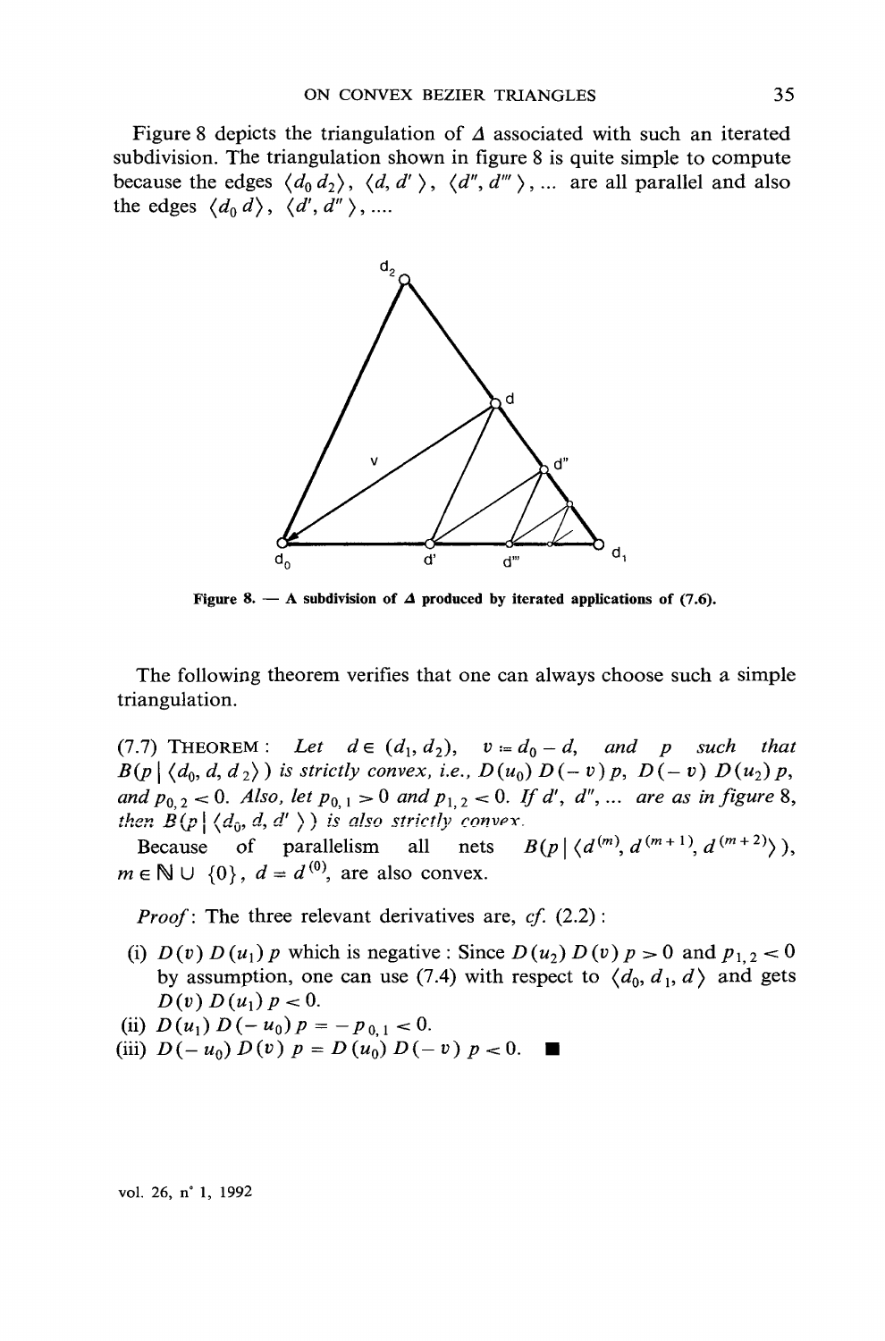Figure 8 depicts the triangulation of $\Delta$ associated with such an iterated subdivision. The triangulation shown in figure 8 is quite simple to compute because the edges $\langle d_0 d_2 \rangle$, $\langle d, d' \rangle$, $\langle d'', d''' \rangle$, ... are all parallel and also the edges $\langle d_0 d \rangle$, $\langle d', d'' \rangle$, ....

**Figure 8.** — **A subdivision of $\Delta$ produced by iterated applications of (7.6).**

The following theorem verifies that one can always choose such a simple triangulation.

(7.7) THEOREM : *Let* $d \in (d_1, d_2)$, $v := d_0 - d$, *and* $p$ *such that* $B(p \mid \langle d_0, d, d_2 \rangle)$ *is strictly convex, i.e.,* $D(u_0)\, D(-v)\, p$, $D(-v)\, D(u_2)\, p$, *and* $p_{0,2} < 0$. *Also, let* $p_{0,1} > 0$ *and* $p_{1,2} < 0$. *If* $d'$, $d''$, ... *are as in figure* 8, *then* $B(p \mid \langle d_0, d, d' \rangle)$ *is also strictly convex.*

Because of parallelism all nets $B(p \mid \langle d^{(m)}, d^{(m+1)}, d^{(m+2)} \rangle)$, $m \in \mathbb{N} \cup \{0\}$, $d = d^{(0)}$, are also convex.

*Proof*: The three relevant derivatives are, *cf.* (2.2) :

(i) $D(v)\, D(u_1)\, p$ which is negative : Since $D(u_2)\, D(v)\, p > 0$ and $p_{1,2} < 0$ by assumption, one can use (7.4) with respect to $\langle d_0, d_1, d \rangle$ and gets $D(v)\, D(u_1)\, p < 0$.

(ii) $D(u_1)\, D(-u_0)\, p = -p_{0,1} < 0$.

(iii) $D(-u_0)\, D(v)\, p = D(u_0)\, D(-v)\, p < 0$. ■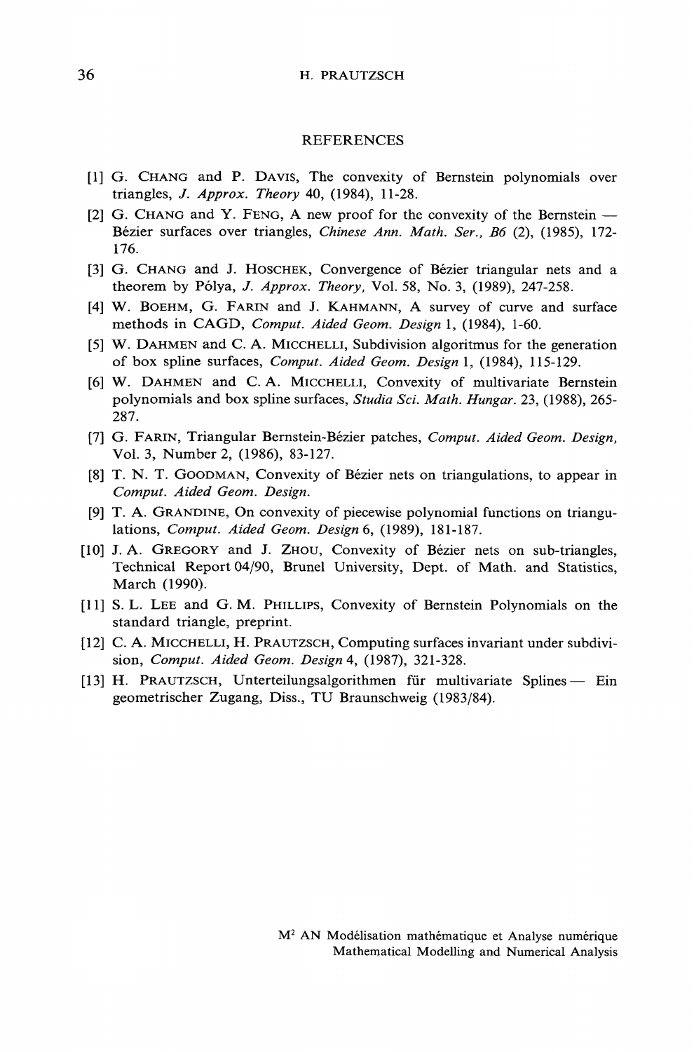## REFERENCES

[1] G. CHANG and P. DAVIS, The convexity of Bernstein polynomials over triangles, *J. Approx. Theory* 40, (1984), 11-28.

[2] G. CHANG and Y. FENG, A new proof for the convexity of the Bernstein — Bézier surfaces over triangles, *Chinese Ann. Math. Ser., B6* (2), (1985), 172-176.

[3] G. CHANG and J. HOSCHEK, Convergence of Bézier triangular nets and a theorem by Pólya, *J. Approx. Theory,* Vol. 58, No. 3, (1989), 247-258.

[4] W. BOEHM, G. FARIN and J. KAHMANN, A survey of curve and surface methods in CAGD, *Comput. Aided Geom. Design* 1, (1984), 1-60.

[5] W. DAHMEN and C. A. MICCHELLI, Subdivision algoritmus for the generation of box spline surfaces, *Comput. Aided Geom. Design* 1, (1984), 115-129.

[6] W. DAHMEN and C. A. MICCHELLI, Convexity of multivariate Bernstein polynomials and box spline surfaces, *Studia Sci. Math. Hungar.* 23, (1988), 265-287.

[7] G. FARIN, Triangular Bernstein-Bézier patches, *Comput. Aided Geom. Design,* Vol. 3, Number 2, (1986), 83-127.

[8] T. N. T. GOODMAN, Convexity of Bézier nets on triangulations, to appear in *Comput. Aided Geom. Design.*

[9] T. A. GRANDINE, On convexity of piecewise polynomial functions on triangulations, *Comput. Aided Geom. Design* 6, (1989), 181-187.

[10] J. A. GREGORY and J. ZHOU, Convexity of Bézier nets on sub-triangles, Technical Report 04/90, Brunel University, Dept. of Math. and Statistics, March (1990).

[11] S. L. LEE and G. M. PHILLIPS, Convexity of Bernstein Polynomials on the standard triangle, preprint.

[12] C. A. MICCHELLI, H. PRAUTZSCH, Computing surfaces invariant under subdivision, *Comput. Aided Geom. Design* 4, (1987), 321-328.

[13] H. PRAUTZSCH, Unterteilungsalgorithmen für multivariate Splines — Ein geometrischer Zugang, Diss., TU Braunschweig (1983/84).